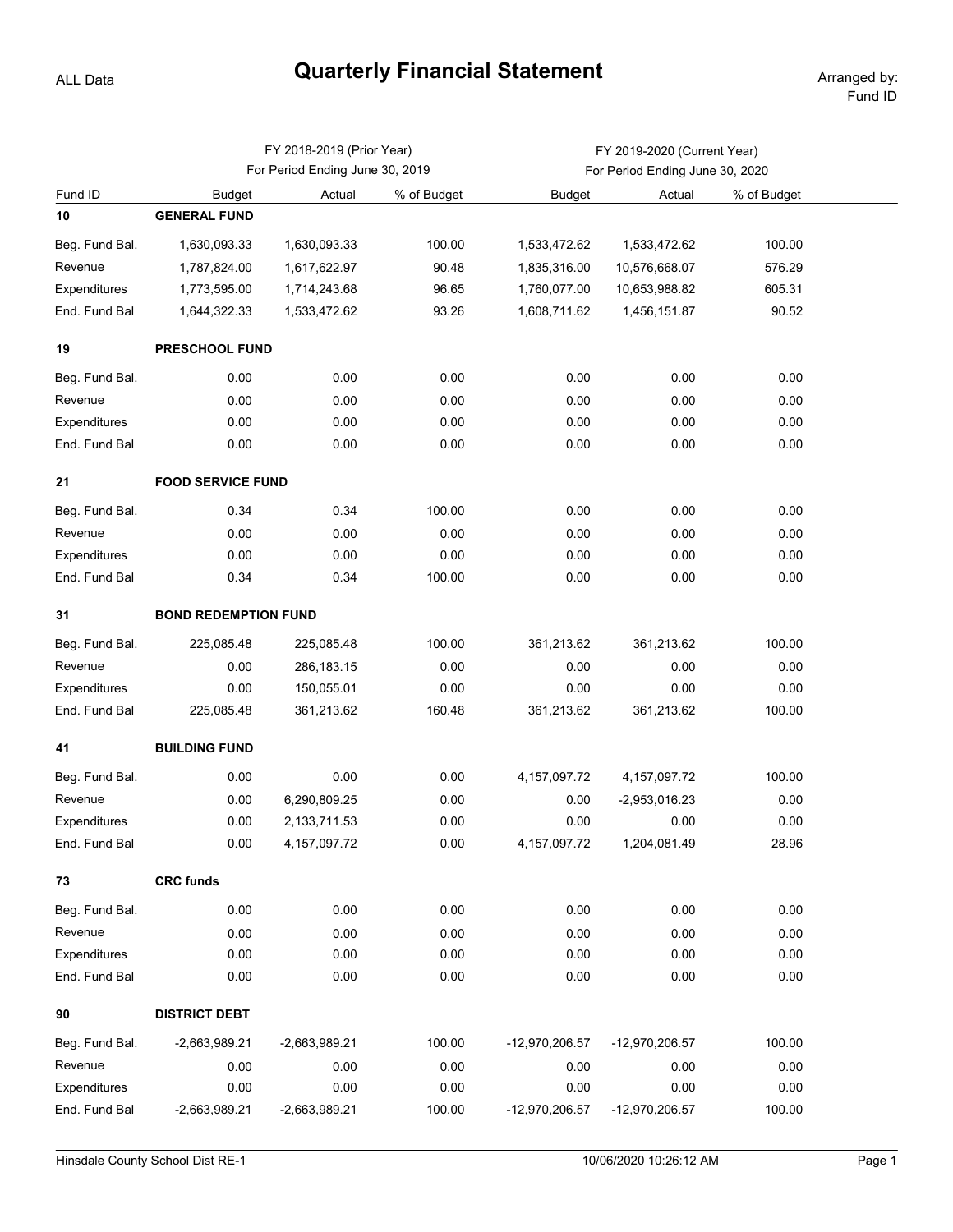# Quarterly Financial Statement

ALL Data

Arranged by: Fund ID

| Fund ID | | FY 2018-2019 (Prior Year) For Period Ending June 30, 2019 | | | FY 2019-2020 (Current Year) For Period Ending June 30, 2020 | | |
|---|---|---|---|---|---|---|---|
| | | Budget | Actual | % of Budget | Budget | Actual | % of Budget |
| **10** | **GENERAL FUND** | | | | | | |
| Beg. Fund Bal. | | 1,630,093.33 | 1,630,093.33 | 100.00 | 1,533,472.62 | 1,533,472.62 | 100.00 |
| Revenue | | 1,787,824.00 | 1,617,622.97 | 90.48 | 1,835,316.00 | 10,576,668.07 | 576.29 |
| Expenditures | | 1,773,595.00 | 1,714,243.68 | 96.65 | 1,760,077.00 | 10,653,988.82 | 605.31 |
| End. Fund Bal | | 1,644,322.33 | 1,533,472.62 | 93.26 | 1,608,711.62 | 1,456,151.87 | 90.52 |
| **19** | **PRESCHOOL FUND** | | | | | | |
| Beg. Fund Bal. | | 0.00 | 0.00 | 0.00 | 0.00 | 0.00 | 0.00 |
| Revenue | | 0.00 | 0.00 | 0.00 | 0.00 | 0.00 | 0.00 |
| Expenditures | | 0.00 | 0.00 | 0.00 | 0.00 | 0.00 | 0.00 |
| End. Fund Bal | | 0.00 | 0.00 | 0.00 | 0.00 | 0.00 | 0.00 |
| **21** | **FOOD SERVICE FUND** | | | | | | |
| Beg. Fund Bal. | | 0.34 | 0.34 | 100.00 | 0.00 | 0.00 | 0.00 |
| Revenue | | 0.00 | 0.00 | 0.00 | 0.00 | 0.00 | 0.00 |
| Expenditures | | 0.00 | 0.00 | 0.00 | 0.00 | 0.00 | 0.00 |
| End. Fund Bal | | 0.34 | 0.34 | 100.00 | 0.00 | 0.00 | 0.00 |
| **31** | **BOND REDEMPTION FUND** | | | | | | |
| Beg. Fund Bal. | | 225,085.48 | 225,085.48 | 100.00 | 361,213.62 | 361,213.62 | 100.00 |
| Revenue | | 0.00 | 286,183.15 | 0.00 | 0.00 | 0.00 | 0.00 |
| Expenditures | | 0.00 | 150,055.01 | 0.00 | 0.00 | 0.00 | 0.00 |
| End. Fund Bal | | 225,085.48 | 361,213.62 | 160.48 | 361,213.62 | 361,213.62 | 100.00 |
| **41** | **BUILDING FUND** | | | | | | |
| Beg. Fund Bal. | | 0.00 | 0.00 | 0.00 | 4,157,097.72 | 4,157,097.72 | 100.00 |
| Revenue | | 0.00 | 6,290,809.25 | 0.00 | 0.00 | -2,953,016.23 | 0.00 |
| Expenditures | | 0.00 | 2,133,711.53 | 0.00 | 0.00 | 0.00 | 0.00 |
| End. Fund Bal | | 0.00 | 4,157,097.72 | 0.00 | 4,157,097.72 | 1,204,081.49 | 28.96 |
| **73** | **CRC funds** | | | | | | |
| Beg. Fund Bal. | | 0.00 | 0.00 | 0.00 | 0.00 | 0.00 | 0.00 |
| Revenue | | 0.00 | 0.00 | 0.00 | 0.00 | 0.00 | 0.00 |
| Expenditures | | 0.00 | 0.00 | 0.00 | 0.00 | 0.00 | 0.00 |
| End. Fund Bal | | 0.00 | 0.00 | 0.00 | 0.00 | 0.00 | 0.00 |
| **90** | **DISTRICT DEBT** | | | | | | |
| Beg. Fund Bal. | | -2,663,989.21 | -2,663,989.21 | 100.00 | -12,970,206.57 | -12,970,206.57 | 100.00 |
| Revenue | | 0.00 | 0.00 | 0.00 | 0.00 | 0.00 | 0.00 |
| Expenditures | | 0.00 | 0.00 | 0.00 | 0.00 | 0.00 | 0.00 |
| End. Fund Bal | | -2,663,989.21 | -2,663,989.21 | 100.00 | -12,970,206.57 | -12,970,206.57 | 100.00 |

Hinsdale County School Dist RE-1 10/06/2020 10:26:12 AM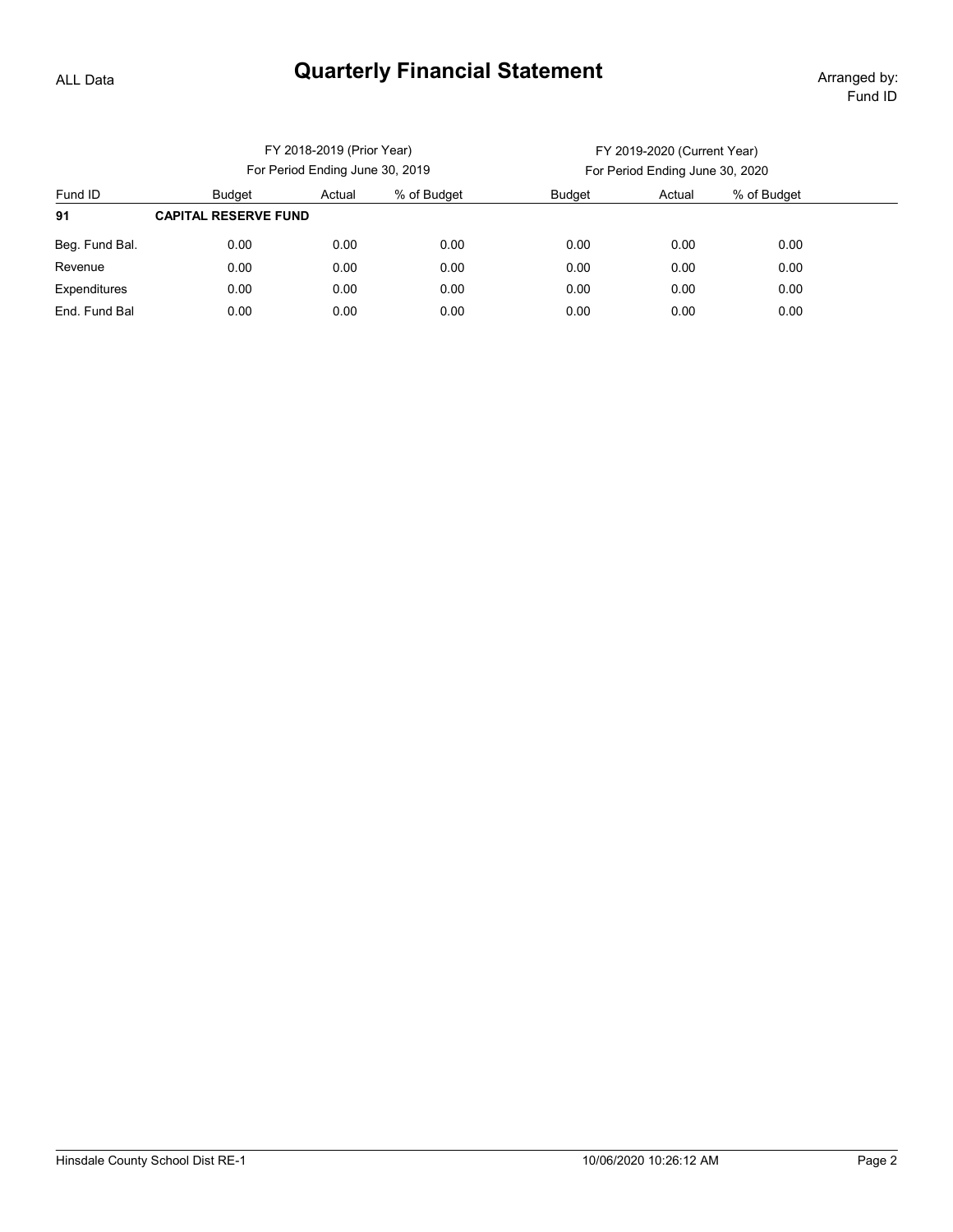# Quarterly Financial Statement

ALL Data

Arranged by: Fund ID

| Fund ID | FY 2018-2019 (Prior Year) For Period Ending June 30, 2019 | | | FY 2019-2020 (Current Year) For Period Ending June 30, 2020 | | |
|---|---|---|---|---|---|---|
| | Budget | Actual | % of Budget | Budget | Actual | % of Budget |
| **91** | **CAPITAL RESERVE FUND** | | | | | |
| Beg. Fund Bal. | 0.00 | 0.00 | 0.00 | 0.00 | 0.00 | 0.00 |
| Revenue | 0.00 | 0.00 | 0.00 | 0.00 | 0.00 | 0.00 |
| Expenditures | 0.00 | 0.00 | 0.00 | 0.00 | 0.00 | 0.00 |
| End. Fund Bal | 0.00 | 0.00 | 0.00 | 0.00 | 0.00 | 0.00 |

Hinsdale County School Dist RE-1 — 10/06/2020 10:26:12 AM